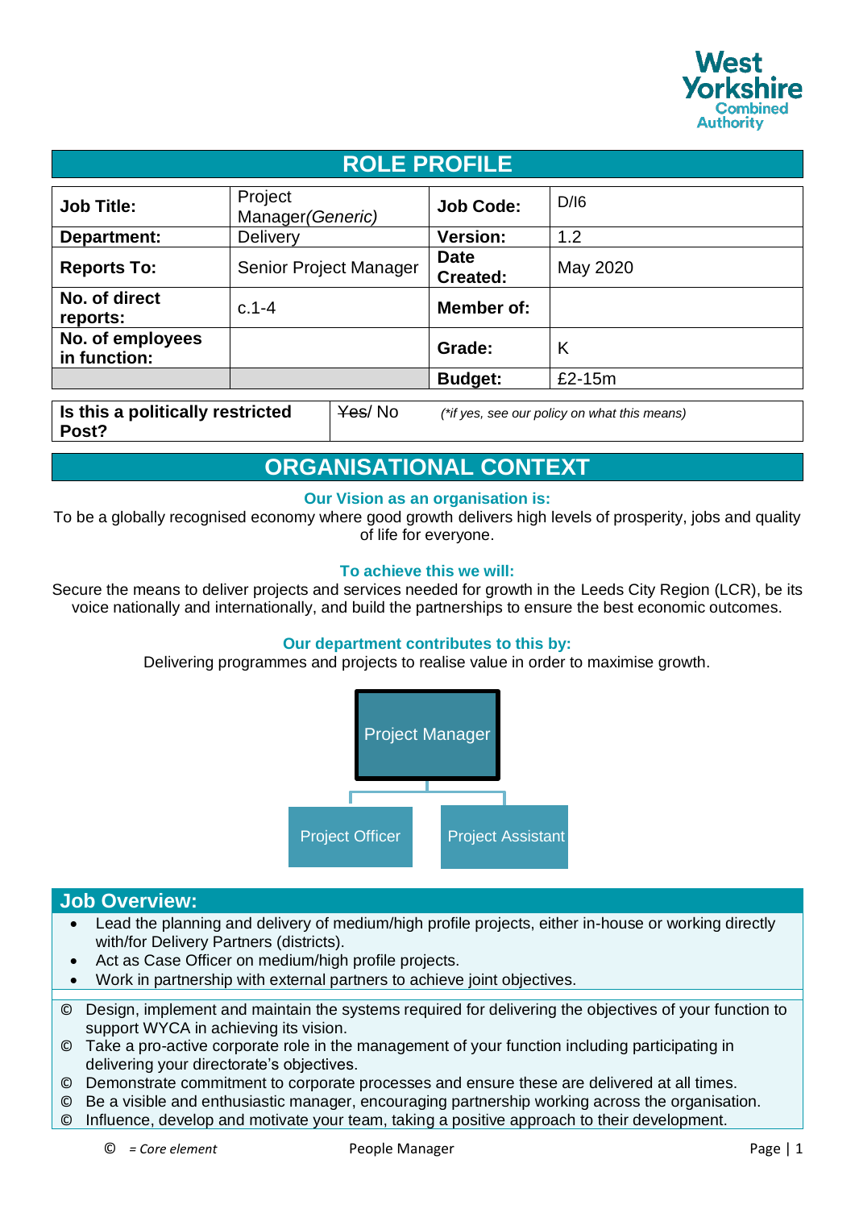# ROLE PROFILE

| Job Title: | Project Manager*(Generic)* | Job Code: | D/I6 |
|---|---|---|---|
| Department: | Delivery | Version: | 1.2 |
| Reports To: | Senior Project Manager | Date Created: | May 2020 |
| No. of direct reports: | c.1-4 | Member of: | |
| No. of employees in function: | | Grade: | K |
| | | Budget: | £2-15m |

| Is this a politically restricted Post? | ~~Yes~~/ No | *(\*if yes, see our policy on what this means)* |
|---|---|---|

# ORGANISATIONAL CONTEXT

**Our Vision as an organisation is:**

To be a globally recognised economy where good growth delivers high levels of prosperity, jobs and quality of life for everyone.

**To achieve this we will:**

Secure the means to deliver projects and services needed for growth in the Leeds City Region (LCR), be its voice nationally and internationally, and build the partnerships to ensure the best economic outcomes.

**Our department contributes to this by:**

Delivering programmes and projects to realise value in order to maximise growth.

Project Manager
- Project Officer
- Project Assistant

## Job Overview:

- Lead the planning and delivery of medium/high profile projects, either in-house or working directly with/for Delivery Partners (districts).
- Act as Case Officer on medium/high profile projects.
- Work in partnership with external partners to achieve joint objectives.

© Design, implement and maintain the systems required for delivering the objectives of your function to support WYCA in achieving its vision.

© Take a pro-active corporate role in the management of your function including participating in delivering your directorate's objectives.

© Demonstrate commitment to corporate processes and ensure these are delivered at all times.

© Be a visible and enthusiastic manager, encouraging partnership working across the organisation.

© Influence, develop and motivate your team, taking a positive approach to their development.

© *= Core element* People Manager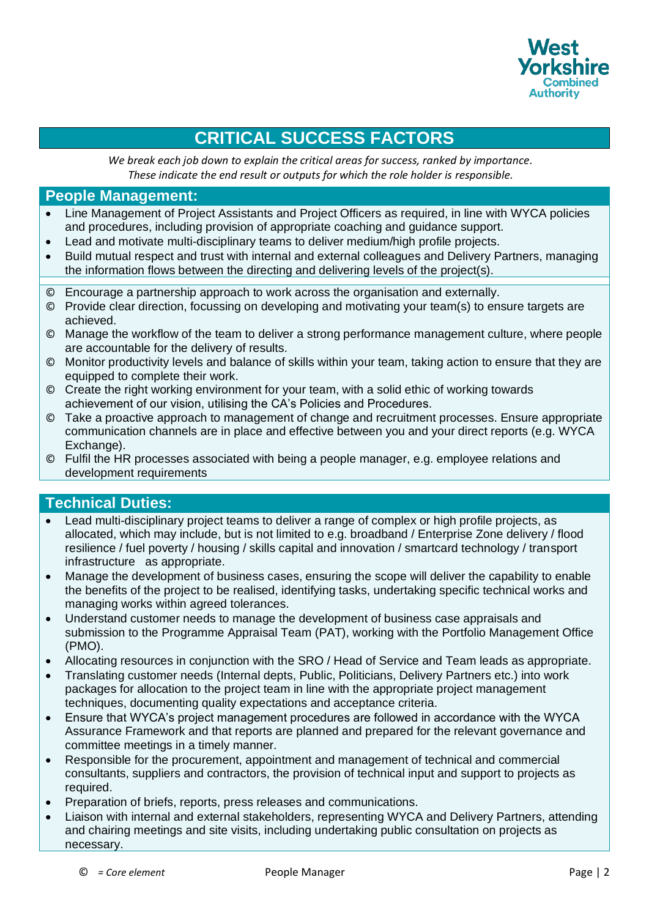# CRITICAL SUCCESS FACTORS

*We break each job down to explain the critical areas for success, ranked by importance.*
*These indicate the end result or outputs for which the role holder is responsible.*

## People Management:

- Line Management of Project Assistants and Project Officers as required, in line with WYCA policies and procedures, including provision of appropriate coaching and guidance support.
- Lead and motivate multi-disciplinary teams to deliver medium/high profile projects.
- Build mutual respect and trust with internal and external colleagues and Delivery Partners, managing the information flows between the directing and delivering levels of the project(s).

- © Encourage a partnership approach to work across the organisation and externally.
- © Provide clear direction, focussing on developing and motivating your team(s) to ensure targets are achieved.
- © Manage the workflow of the team to deliver a strong performance management culture, where people are accountable for the delivery of results.
- © Monitor productivity levels and balance of skills within your team, taking action to ensure that they are equipped to complete their work.
- © Create the right working environment for your team, with a solid ethic of working towards achievement of our vision, utilising the CA's Policies and Procedures.
- © Take a proactive approach to management of change and recruitment processes. Ensure appropriate communication channels are in place and effective between you and your direct reports (e.g. WYCA Exchange).
- © Fulfil the HR processes associated with being a people manager, e.g. employee relations and development requirements

## Technical Duties:

- Lead multi-disciplinary project teams to deliver a range of complex or high profile projects, as allocated, which may include, but is not limited to e.g. broadband / Enterprise Zone delivery / flood resilience / fuel poverty / housing / skills capital and innovation / smartcard technology / transport infrastructure as appropriate.
- Manage the development of business cases, ensuring the scope will deliver the capability to enable the benefits of the project to be realised, identifying tasks, undertaking specific technical works and managing works within agreed tolerances.
- Understand customer needs to manage the development of business case appraisals and submission to the Programme Appraisal Team (PAT), working with the Portfolio Management Office (PMO).
- Allocating resources in conjunction with the SRO / Head of Service and Team leads as appropriate.
- Translating customer needs (Internal depts, Public, Politicians, Delivery Partners etc.) into work packages for allocation to the project team in line with the appropriate project management techniques, documenting quality expectations and acceptance criteria.
- Ensure that WYCA's project management procedures are followed in accordance with the WYCA Assurance Framework and that reports are planned and prepared for the relevant governance and committee meetings in a timely manner.
- Responsible for the procurement, appointment and management of technical and commercial consultants, suppliers and contractors, the provision of technical input and support to projects as required.
- Preparation of briefs, reports, press releases and communications.
- Liaison with internal and external stakeholders, representing WYCA and Delivery Partners, attending and chairing meetings and site visits, including undertaking public consultation on projects as necessary.

© *= Core element*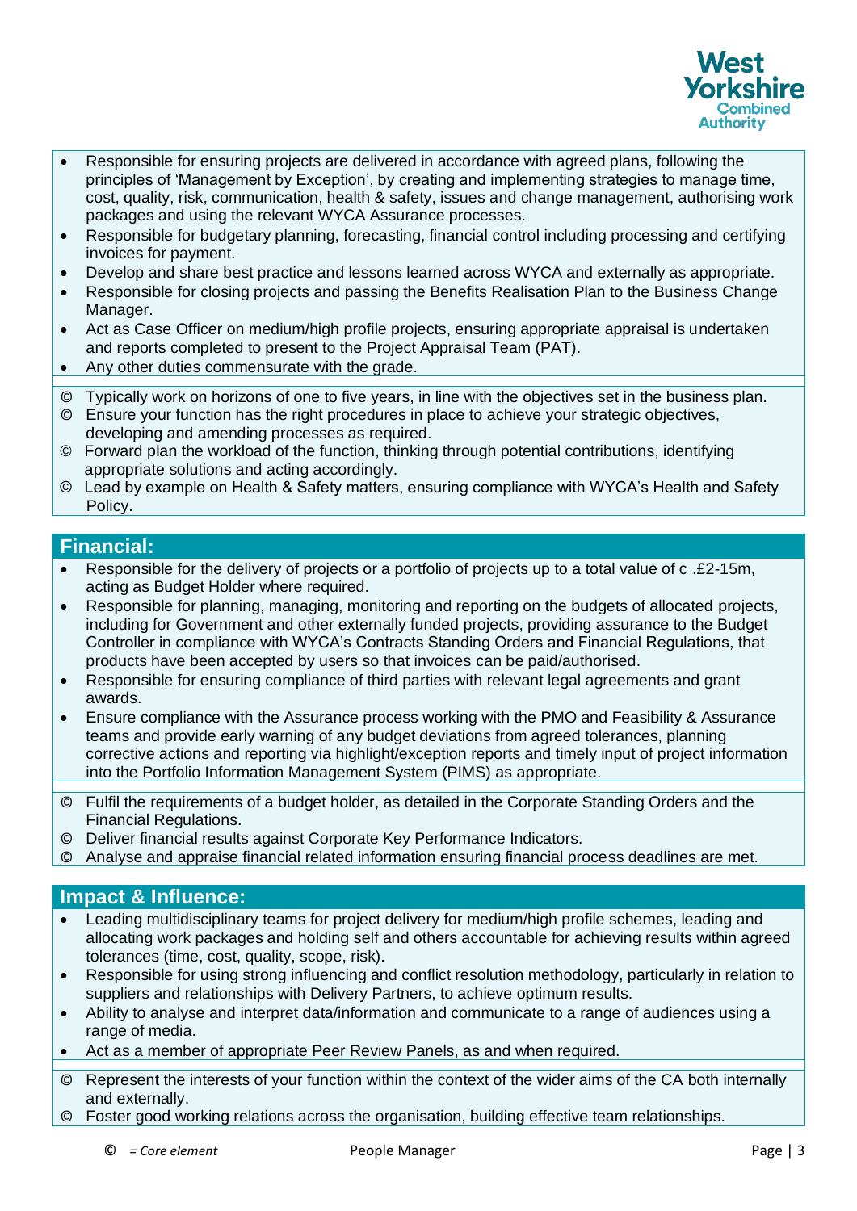- Responsible for ensuring projects are delivered in accordance with agreed plans, following the principles of 'Management by Exception', by creating and implementing strategies to manage time, cost, quality, risk, communication, health & safety, issues and change management, authorising work packages and using the relevant WYCA Assurance processes.
- Responsible for budgetary planning, forecasting, financial control including processing and certifying invoices for payment.
- Develop and share best practice and lessons learned across WYCA and externally as appropriate.
- Responsible for closing projects and passing the Benefits Realisation Plan to the Business Change Manager.
- Act as Case Officer on medium/high profile projects, ensuring appropriate appraisal is undertaken and reports completed to present to the Project Appraisal Team (PAT).
- Any other duties commensurate with the grade.

© Typically work on horizons of one to five years, in line with the objectives set in the business plan.
© Ensure your function has the right procedures in place to achieve your strategic objectives, developing and amending processes as required.
© Forward plan the workload of the function, thinking through potential contributions, identifying appropriate solutions and acting accordingly.
© Lead by example on Health & Safety matters, ensuring compliance with WYCA's Health and Safety Policy.

## Financial:

- Responsible for the delivery of projects or a portfolio of projects up to a total value of c .£2-15m, acting as Budget Holder where required.
- Responsible for planning, managing, monitoring and reporting on the budgets of allocated projects, including for Government and other externally funded projects, providing assurance to the Budget Controller in compliance with WYCA's Contracts Standing Orders and Financial Regulations, that products have been accepted by users so that invoices can be paid/authorised.
- Responsible for ensuring compliance of third parties with relevant legal agreements and grant awards.
- Ensure compliance with the Assurance process working with the PMO and Feasibility & Assurance teams and provide early warning of any budget deviations from agreed tolerances, planning corrective actions and reporting via highlight/exception reports and timely input of project information into the Portfolio Information Management System (PIMS) as appropriate.

© Fulfil the requirements of a budget holder, as detailed in the Corporate Standing Orders and the Financial Regulations.
© Deliver financial results against Corporate Key Performance Indicators.
© Analyse and appraise financial related information ensuring financial process deadlines are met.

## Impact & Influence:

- Leading multidisciplinary teams for project delivery for medium/high profile schemes, leading and allocating work packages and holding self and others accountable for achieving results within agreed tolerances (time, cost, quality, scope, risk).
- Responsible for using strong influencing and conflict resolution methodology, particularly in relation to suppliers and relationships with Delivery Partners, to achieve optimum results.
- Ability to analyse and interpret data/information and communicate to a range of audiences using a range of media.
- Act as a member of appropriate Peer Review Panels, as and when required.

© Represent the interests of your function within the context of the wider aims of the CA both internally and externally.
© Foster good working relations across the organisation, building effective team relationships.

© *= Core element*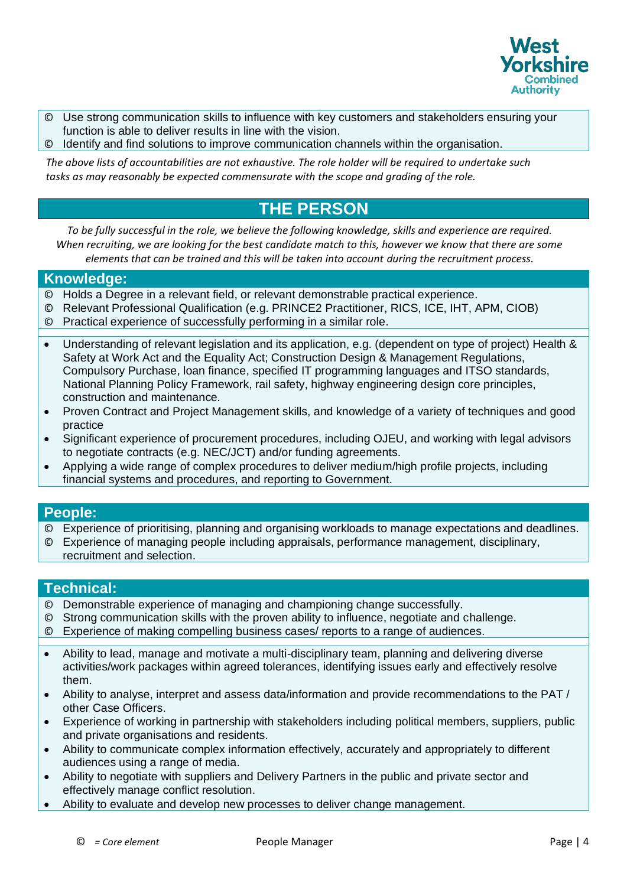- © Use strong communication skills to influence with key customers and stakeholders ensuring your function is able to deliver results in line with the vision.
- © Identify and find solutions to improve communication channels within the organisation.

*The above lists of accountabilities are not exhaustive. The role holder will be required to undertake such tasks as may reasonably be expected commensurate with the scope and grading of the role.*

# THE PERSON

*To be fully successful in the role, we believe the following knowledge, skills and experience are required. When recruiting, we are looking for the best candidate match to this, however we know that there are some elements that can be trained and this will be taken into account during the recruitment process.*

## Knowledge:

- © Holds a Degree in a relevant field, or relevant demonstrable practical experience.
- © Relevant Professional Qualification (e.g. PRINCE2 Practitioner, RICS, ICE, IHT, APM, CIOB)
- © Practical experience of successfully performing in a similar role.

- Understanding of relevant legislation and its application, e.g. (dependent on type of project) Health & Safety at Work Act and the Equality Act; Construction Design & Management Regulations, Compulsory Purchase, loan finance, specified IT programming languages and ITSO standards, National Planning Policy Framework, rail safety, highway engineering design core principles, construction and maintenance.
- Proven Contract and Project Management skills, and knowledge of a variety of techniques and good practice
- Significant experience of procurement procedures, including OJEU, and working with legal advisors to negotiate contracts (e.g. NEC/JCT) and/or funding agreements.
- Applying a wide range of complex procedures to deliver medium/high profile projects, including financial systems and procedures, and reporting to Government.

## People:

- © Experience of prioritising, planning and organising workloads to manage expectations and deadlines.
- © Experience of managing people including appraisals, performance management, disciplinary, recruitment and selection.

## Technical:

- © Demonstrable experience of managing and championing change successfully.
- © Strong communication skills with the proven ability to influence, negotiate and challenge.
- © Experience of making compelling business cases/ reports to a range of audiences.

- Ability to lead, manage and motivate a multi-disciplinary team, planning and delivering diverse activities/work packages within agreed tolerances, identifying issues early and effectively resolve them.
- Ability to analyse, interpret and assess data/information and provide recommendations to the PAT / other Case Officers.
- Experience of working in partnership with stakeholders including political members, suppliers, public and private organisations and residents.
- Ability to communicate complex information effectively, accurately and appropriately to different audiences using a range of media.
- Ability to negotiate with suppliers and Delivery Partners in the public and private sector and effectively manage conflict resolution.
- Ability to evaluate and develop new processes to deliver change management.

© *= Core element*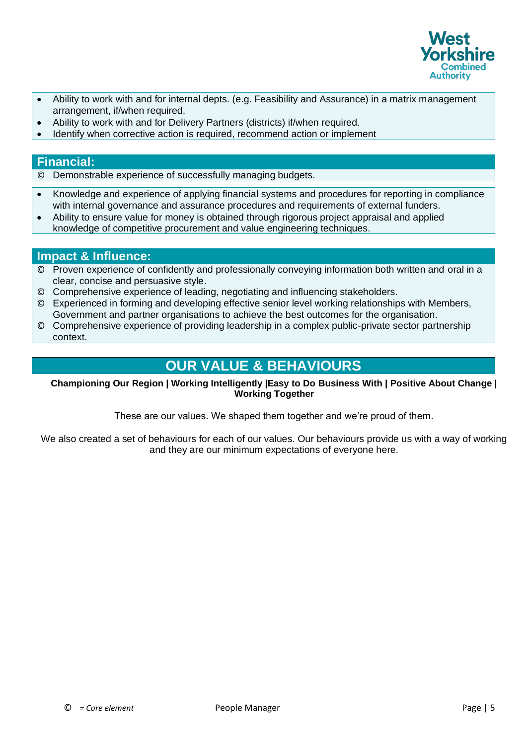- Ability to work with and for internal depts. (e.g. Feasibility and Assurance) in a matrix management arrangement, if/when required.
- Ability to work with and for Delivery Partners (districts) if/when required.
- Identify when corrective action is required, recommend action or implement

## Financial:

© Demonstrable experience of successfully managing budgets.

- Knowledge and experience of applying financial systems and procedures for reporting in compliance with internal governance and assurance procedures and requirements of external funders.
- Ability to ensure value for money is obtained through rigorous project appraisal and applied knowledge of competitive procurement and value engineering techniques.

## Impact & Influence:

© Proven experience of confidently and professionally conveying information both written and oral in a clear, concise and persuasive style.

© Comprehensive experience of leading, negotiating and influencing stakeholders.

© Experienced in forming and developing effective senior level working relationships with Members, Government and partner organisations to achieve the best outcomes for the organisation.

© Comprehensive experience of providing leadership in a complex public-private sector partnership context.

# OUR VALUE & BEHAVIOURS

**Championing Our Region | Working Intelligently |Easy to Do Business With | Positive About Change | Working Together**

These are our values. We shaped them together and we're proud of them.

We also created a set of behaviours for each of our values. Our behaviours provide us with a way of working and they are our minimum expectations of everyone here.

© *= Core element*